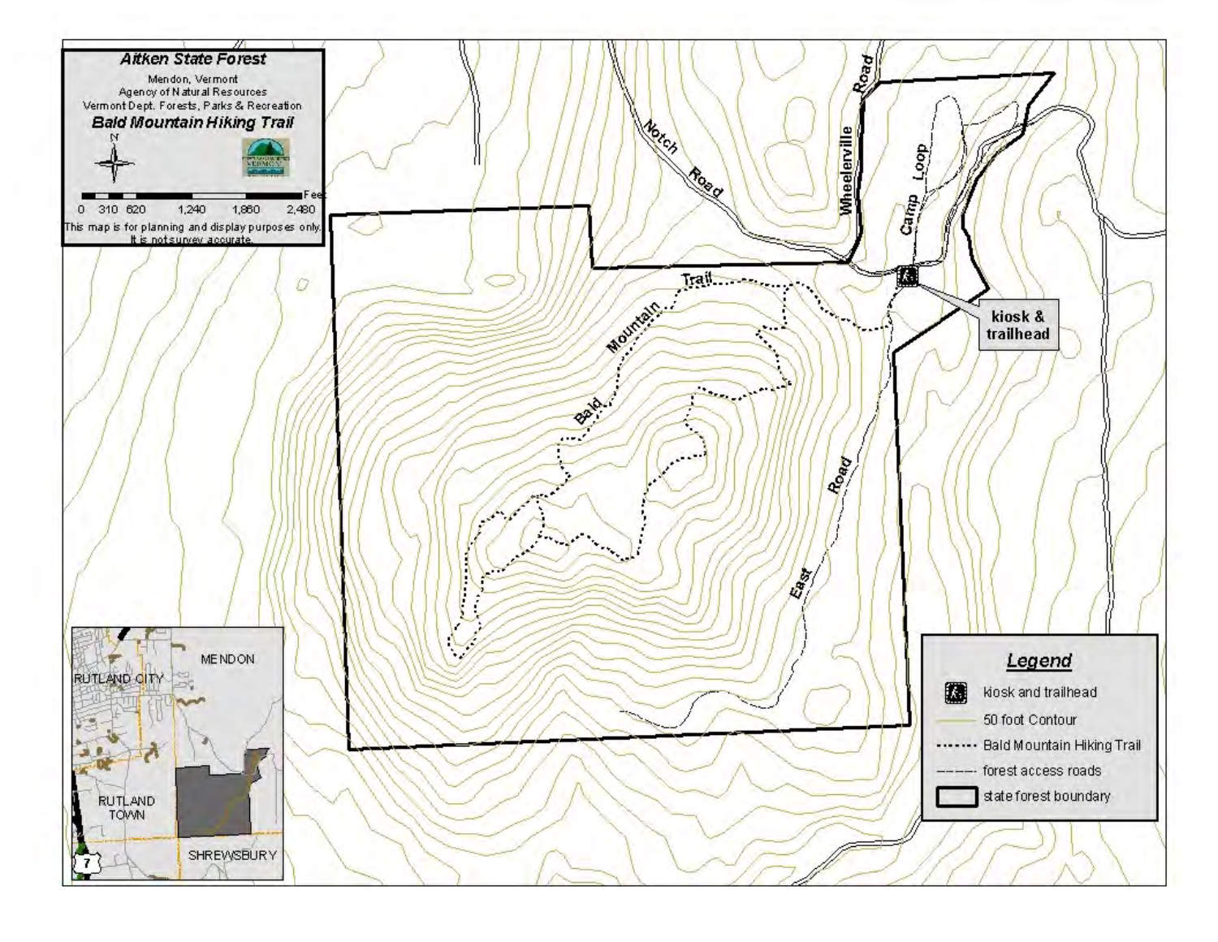# Aitken State Forest

Mendon, Vermont
Agency of Natural Resources
Vermont Dept. Forests, Parks & Recreation

## Bald Mountain Hiking Trail

N

0 310 620 1,240 1,860 2,480 Feet

This map is for planning and display purposes only. It is not survey accurate.

Notch Road

Wheelerville Road

Camp Loop

Bald Mountain Trail

East Road

kiosk & trailhead

MENDON

RUTLAND CITY

RUTLAND TOWN

SHREWSBURY

7

## Legend

- kiosk and trailhead
- 50 foot Contour
- Bald Mountain Hiking Trail
- forest access roads
- state forest boundary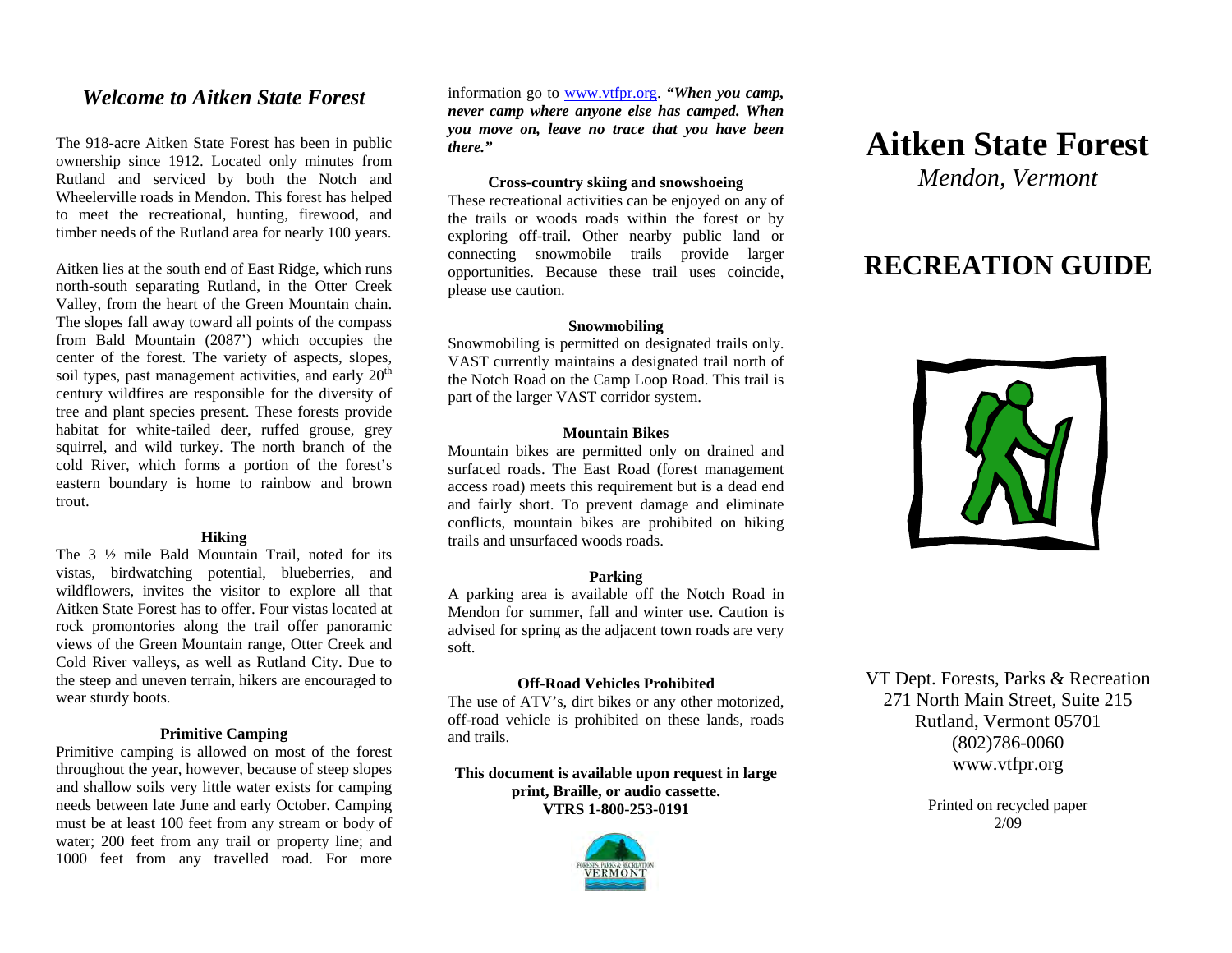## *Welcome to Aitken State Forest*

The 918-acre Aitken State Forest has been in public ownership since 1912. Located only minutes from Rutland and serviced by both the Notch and Wheelerville roads in Mendon. This forest has helped to meet the recreational, hunting, firewood, and timber needs of the Rutland area for nearly 100 years.

Aitken lies at the south end of East Ridge, which runs north-south separating Rutland, in the Otter Creek Valley, from the heart of the Green Mountain chain. The slopes fall away toward all points of the compass from Bald Mountain (2087') which occupies the center of the forest. The variety of aspects, slopes, soil types, past management activities, and early 20th century wildfires are responsible for the diversity of tree and plant species present. These forests provide habitat for white-tailed deer, ruffed grouse, grey squirrel, and wild turkey. The north branch of the cold River, which forms a portion of the forest's eastern boundary is home to rainbow and brown trout.

**Hiking**

The 3 ½ mile Bald Mountain Trail, noted for its vistas, birdwatching potential, blueberries, and wildflowers, invites the visitor to explore all that Aitken State Forest has to offer. Four vistas located at rock promontories along the trail offer panoramic views of the Green Mountain range, Otter Creek and Cold River valleys, as well as Rutland City. Due to the steep and uneven terrain, hikers are encouraged to wear sturdy boots.

**Primitive Camping**

Primitive camping is allowed on most of the forest throughout the year, however, because of steep slopes and shallow soils very little water exists for camping needs between late June and early October. Camping must be at least 100 feet from any stream or body of water; 200 feet from any trail or property line; and 1000 feet from any travelled road. For more information go to www.vtfpr.org. ***"When you camp, never camp where anyone else has camped. When you move on, leave no trace that you have been there."***

**Cross-country skiing and snowshoeing**

These recreational activities can be enjoyed on any of the trails or woods roads within the forest or by exploring off-trail. Other nearby public land or connecting snowmobile trails provide larger opportunities. Because these trail uses coincide, please use caution.

**Snowmobiling**

Snowmobiling is permitted on designated trails only. VAST currently maintains a designated trail north of the Notch Road on the Camp Loop Road. This trail is part of the larger VAST corridor system.

**Mountain Bikes**

Mountain bikes are permitted only on drained and surfaced roads. The East Road (forest management access road) meets this requirement but is a dead end and fairly short. To prevent damage and eliminate conflicts, mountain bikes are prohibited on hiking trails and unsurfaced woods roads.

**Parking**

A parking area is available off the Notch Road in Mendon for summer, fall and winter use. Caution is advised for spring as the adjacent town roads are very soft.

**Off-Road Vehicles Prohibited**

The use of ATV's, dirt bikes or any other motorized, off-road vehicle is prohibited on these lands, roads and trails.

**This document is available upon request in large print, Braille, or audio cassette. VTRS 1-800-253-0191**

FORESTS, PARKS & RECREATION
VERMONT

# Aitken State Forest

*Mendon, Vermont*

# RECREATION GUIDE

VT Dept. Forests, Parks & Recreation
271 North Main Street, Suite 215
Rutland, Vermont 05701
(802)786-0060
www.vtfpr.org

Printed on recycled paper
2/09